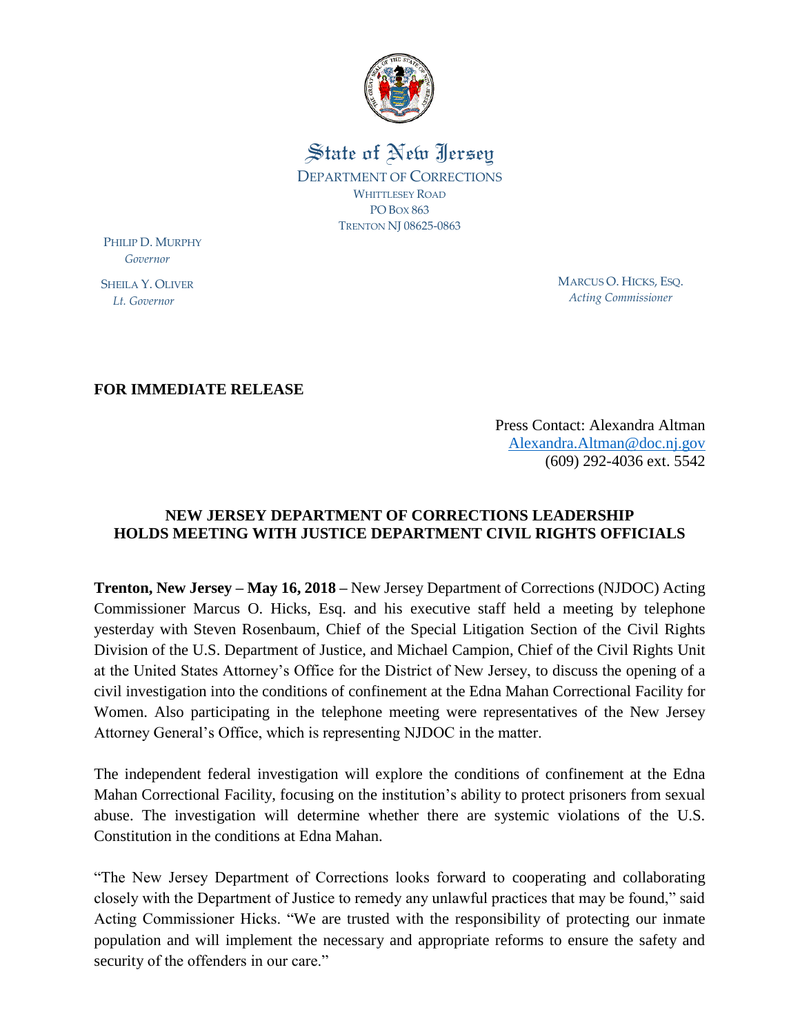State of New Jersey

DEPARTMENT OF CORRECTIONS
WHITTLESEY ROAD
PO BOX 863
TRENTON NJ 08625-0863

PHILIP D. MURPHY
*Governor*

SHEILA Y. OLIVER
*Lt. Governor*

MARCUS O. HICKS, ESQ.
*Acting Commissioner*

**FOR IMMEDIATE RELEASE**

Press Contact: Alexandra Altman
Alexandra.Altman@doc.nj.gov
(609) 292-4036 ext. 5542

**NEW JERSEY DEPARTMENT OF CORRECTIONS LEADERSHIP HOLDS MEETING WITH JUSTICE DEPARTMENT CIVIL RIGHTS OFFICIALS**

**Trenton, New Jersey – May 16, 2018 –** New Jersey Department of Corrections (NJDOC) Acting Commissioner Marcus O. Hicks, Esq. and his executive staff held a meeting by telephone yesterday with Steven Rosenbaum, Chief of the Special Litigation Section of the Civil Rights Division of the U.S. Department of Justice, and Michael Campion, Chief of the Civil Rights Unit at the United States Attorney's Office for the District of New Jersey, to discuss the opening of a civil investigation into the conditions of confinement at the Edna Mahan Correctional Facility for Women. Also participating in the telephone meeting were representatives of the New Jersey Attorney General's Office, which is representing NJDOC in the matter.

The independent federal investigation will explore the conditions of confinement at the Edna Mahan Correctional Facility, focusing on the institution's ability to protect prisoners from sexual abuse. The investigation will determine whether there are systemic violations of the U.S. Constitution in the conditions at Edna Mahan.

"The New Jersey Department of Corrections looks forward to cooperating and collaborating closely with the Department of Justice to remedy any unlawful practices that may be found," said Acting Commissioner Hicks. "We are trusted with the responsibility of protecting our inmate population and will implement the necessary and appropriate reforms to ensure the safety and security of the offenders in our care."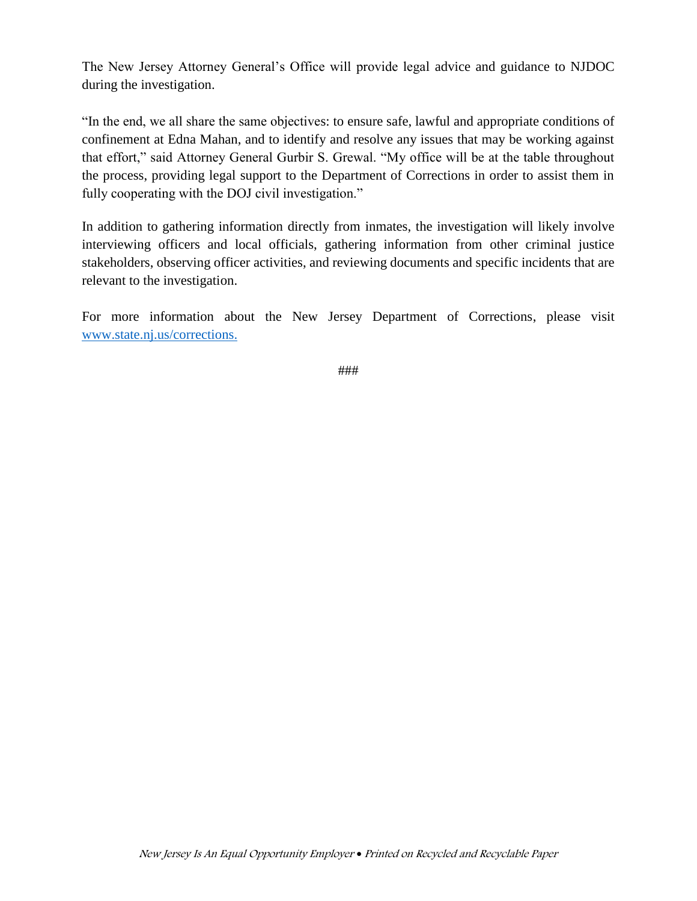The New Jersey Attorney General's Office will provide legal advice and guidance to NJDOC during the investigation.

"In the end, we all share the same objectives: to ensure safe, lawful and appropriate conditions of confinement at Edna Mahan, and to identify and resolve any issues that may be working against that effort," said Attorney General Gurbir S. Grewal. "My office will be at the table throughout the process, providing legal support to the Department of Corrections in order to assist them in fully cooperating with the DOJ civil investigation."

In addition to gathering information directly from inmates, the investigation will likely involve interviewing officers and local officials, gathering information from other criminal justice stakeholders, observing officer activities, and reviewing documents and specific incidents that are relevant to the investigation.

For more information about the New Jersey Department of Corrections, please visit [www.state.nj.us/corrections.](http://www.state.nj.us/corrections)

###

*New Jersey Is An Equal Opportunity Employer • Printed on Recycled and Recyclable Paper*